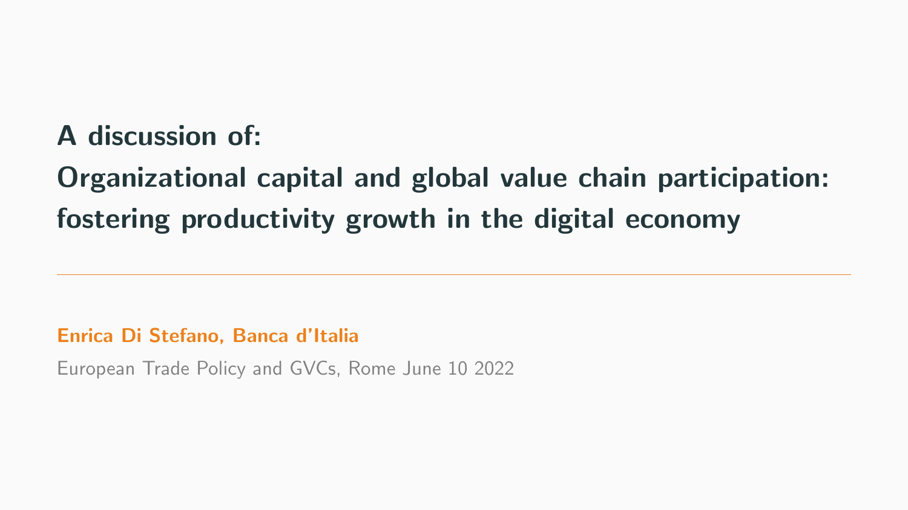# A discussion of:

# Organizational capital and global value chain participation: fostering productivity growth in the digital economy

---

**Enrica Di Stefano, Banca d'Italia**

European Trade Policy and GVCs, Rome June 10 2022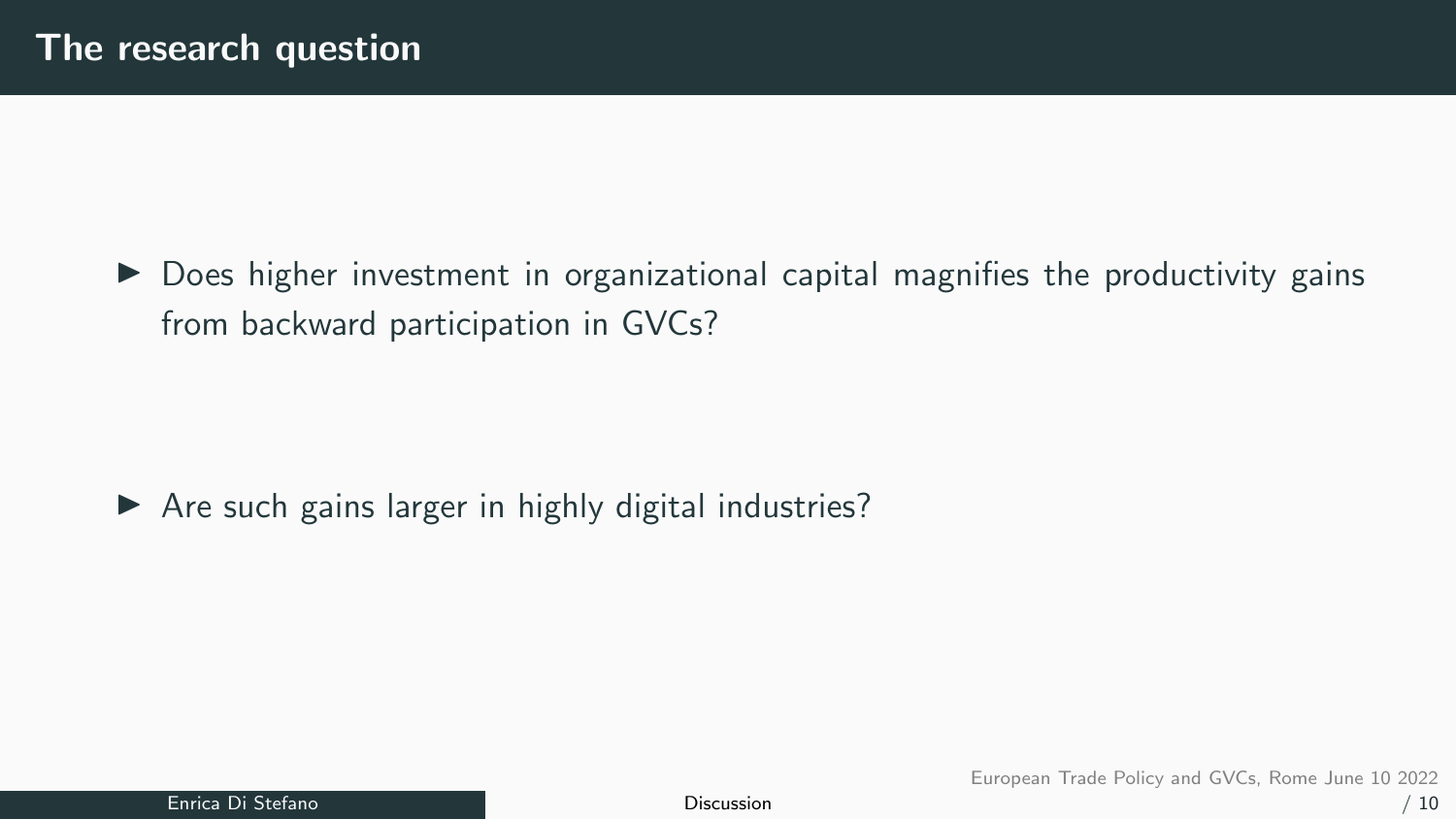## The research question

- Does higher investment in organizational capital magnifies the productivity gains from backward participation in GVCs?

- Are such gains larger in highly digital industries?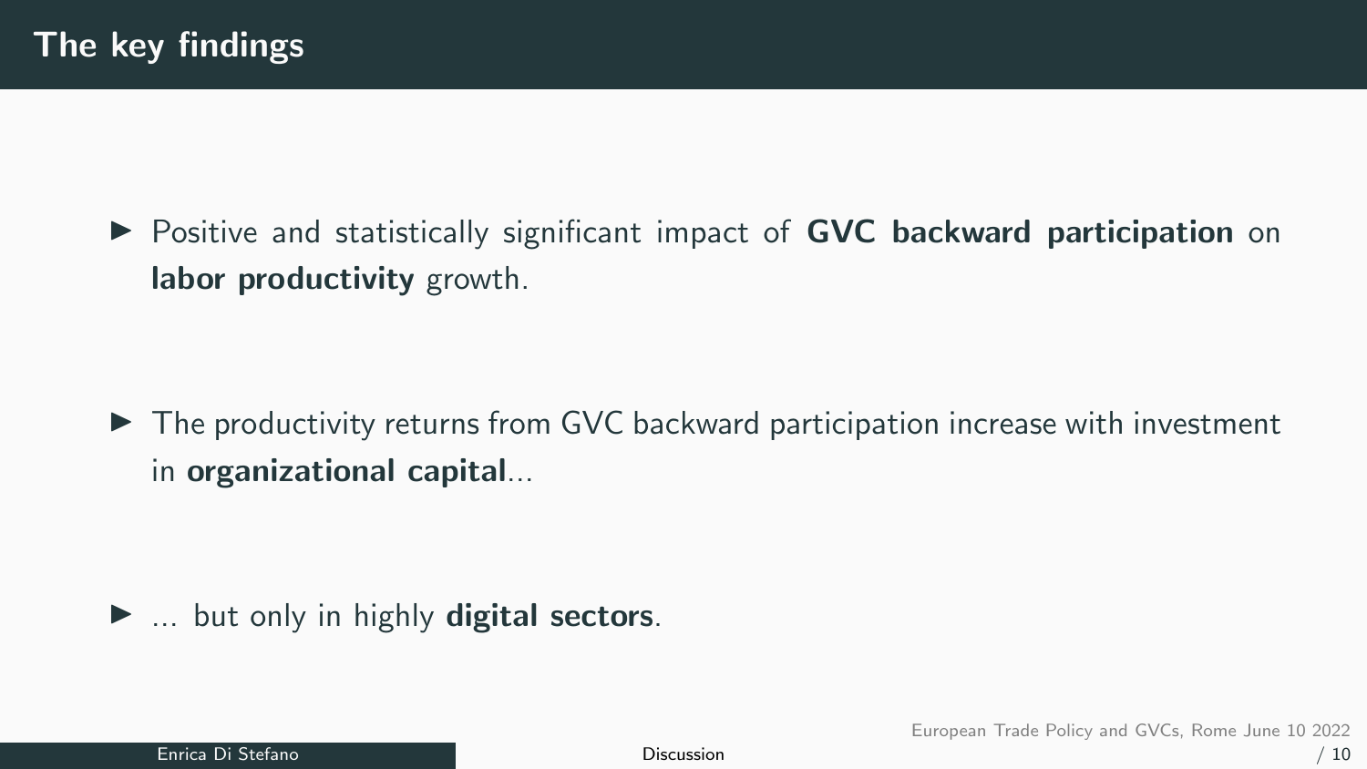# The key findings

- Positive and statistically significant impact of **GVC backward participation** on **labor productivity** growth.
- The productivity returns from GVC backward participation increase with investment in **organizational capital**...
- ... but only in highly **digital sectors**.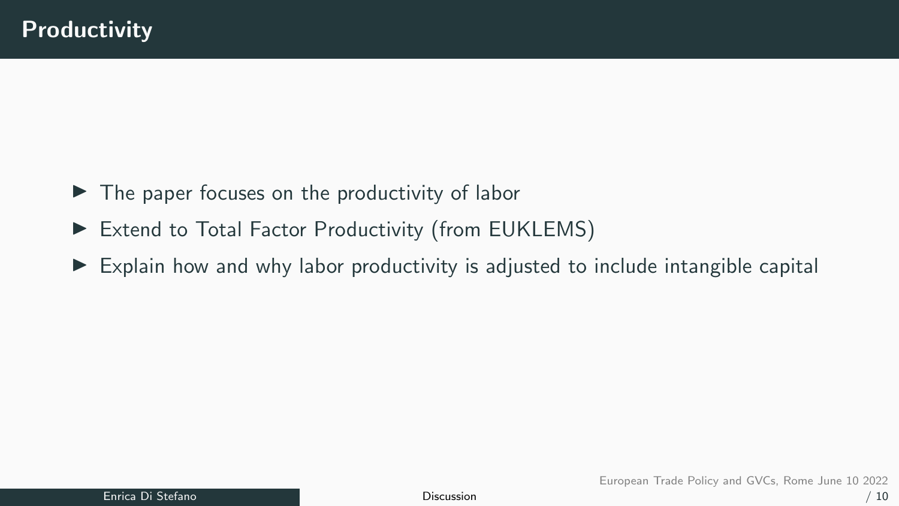# Productivity

- The paper focuses on the productivity of labor
- Extend to Total Factor Productivity (from EUKLEMS)
- Explain how and why labor productivity is adjusted to include intangible capital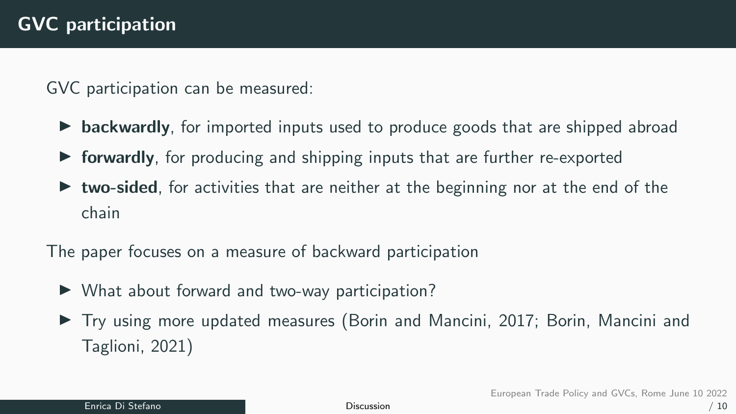# GVC participation

GVC participation can be measured:

- **backwardly**, for imported inputs used to produce goods that are shipped abroad
- **forwardly**, for producing and shipping inputs that are further re-exported
- **two-sided**, for activities that are neither at the beginning nor at the end of the chain

The paper focuses on a measure of backward participation

- What about forward and two-way participation?
- Try using more updated measures (Borin and Mancini, 2017; Borin, Mancini and Taglioni, 2021)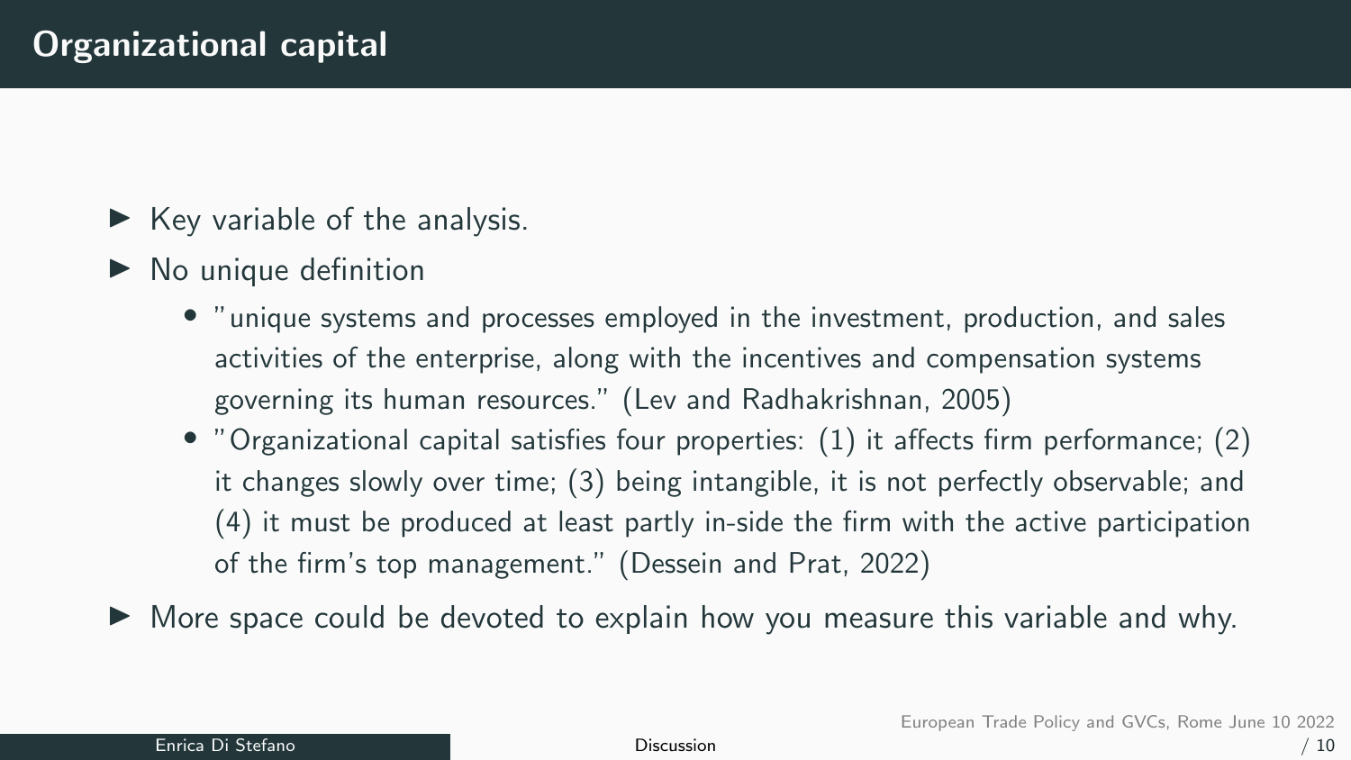# Organizational capital

- Key variable of the analysis.
- No unique definition
  - "unique systems and processes employed in the investment, production, and sales activities of the enterprise, along with the incentives and compensation systems governing its human resources." (Lev and Radhakrishnan, 2005)
  - "Organizational capital satisfies four properties: (1) it affects firm performance; (2) it changes slowly over time; (3) being intangible, it is not perfectly observable; and (4) it must be produced at least partly in-side the firm with the active participation of the firm's top management." (Dessein and Prat, 2022)
- More space could be devoted to explain how you measure this variable and why.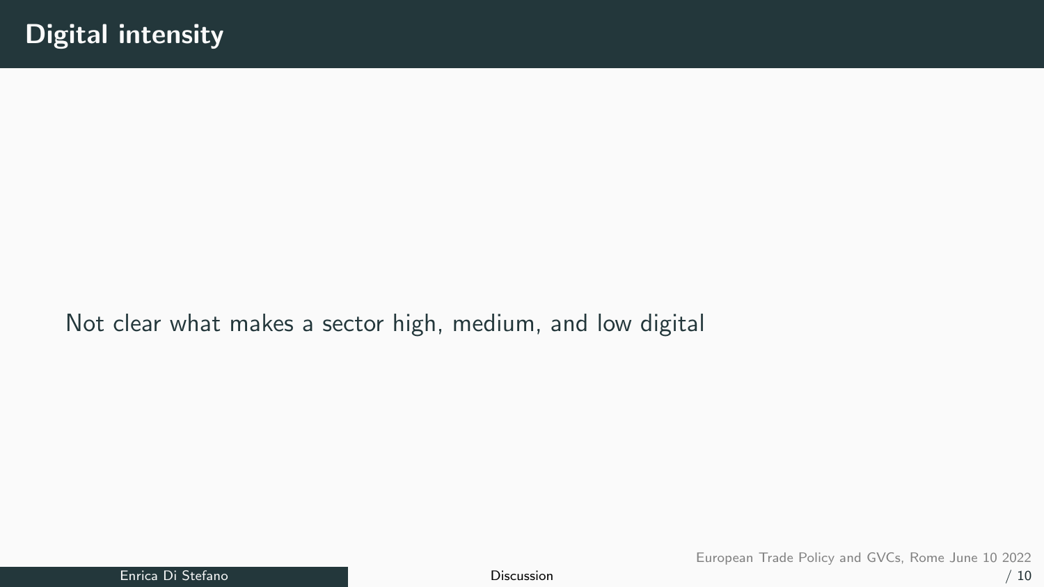# Digital intensity

Not clear what makes a sector high, medium, and low digital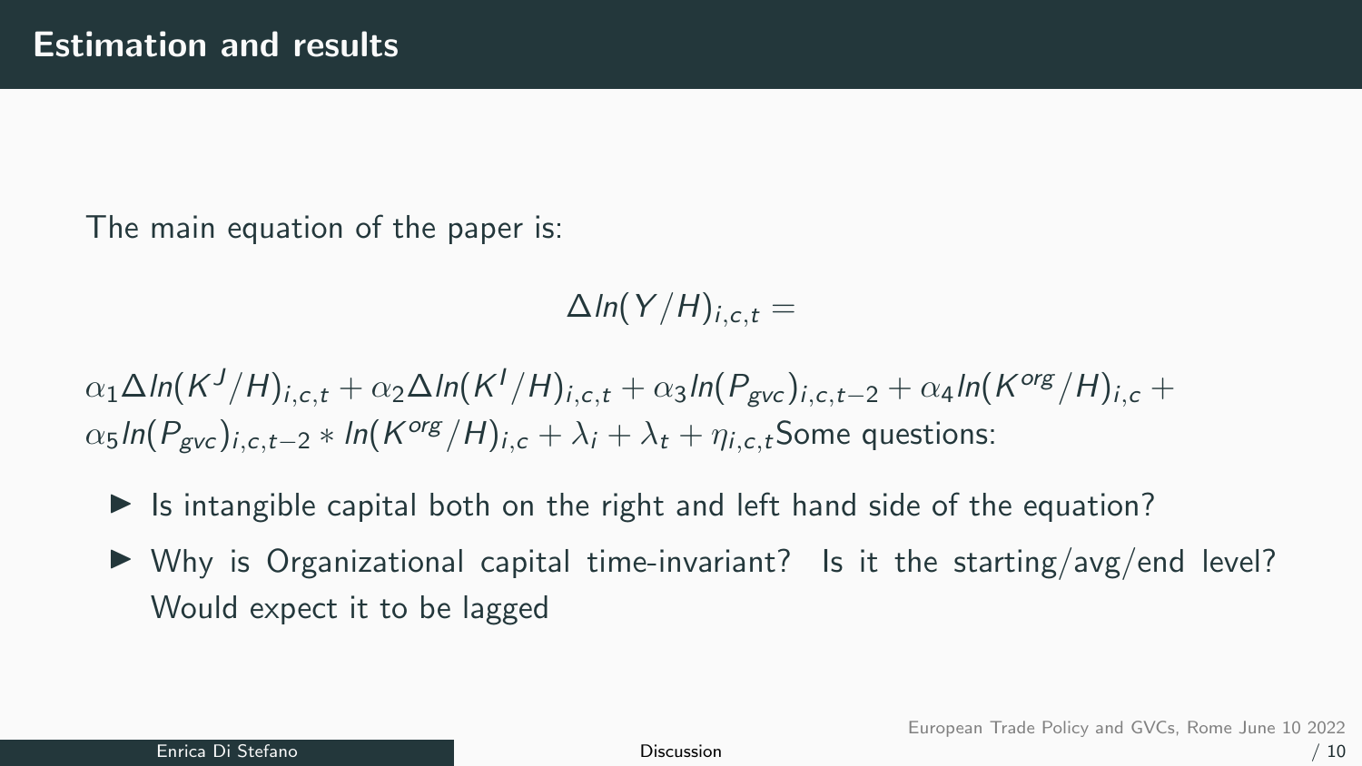## Estimation and results

The main equation of the paper is:

$$\Delta ln(Y/H)_{i,c,t} =$$

$\alpha_1 \Delta ln(K^J/H)_{i,c,t} + \alpha_2 \Delta ln(K^I/H)_{i,c,t} + \alpha_3 ln(P_{gvc})_{i,c,t-2} + \alpha_4 ln(K^{org}/H)_{i,c} + \alpha_5 ln(P_{gvc})_{i,c,t-2} * ln(K^{org}/H)_{i,c} + \lambda_i + \lambda_t + \eta_{i,c,t}$ Some questions:

- Is intangible capital both on the right and left hand side of the equation?
- Why is Organizational capital time-invariant? Is it the starting/avg/end level? Would expect it to be lagged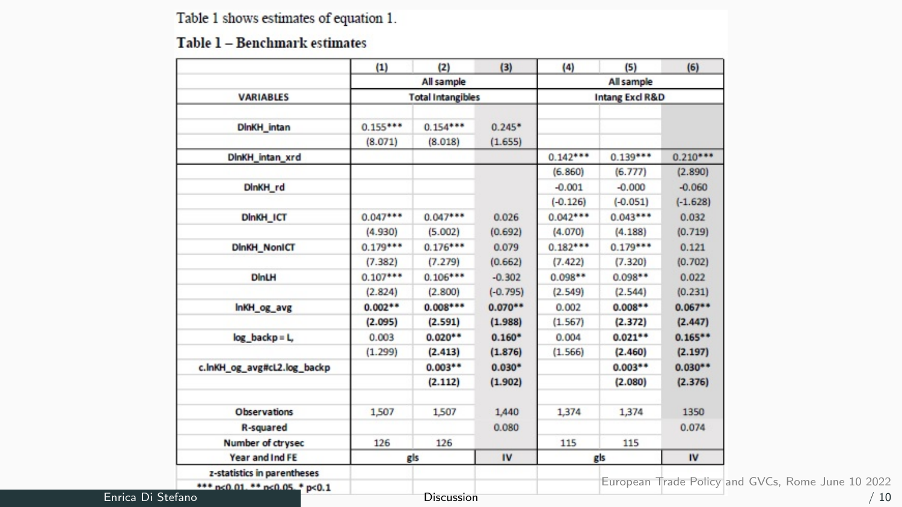Table 1 shows estimates of equation 1.

**Table 1 – Benchmark estimates**

| | (1) | (2) | (3) | (4) | (5) | (6) |
|---|---|---|---|---|---|---|
| | All sample | | | All sample | | |
| VARIABLES | Total Intangibles | | | Intang Excl R&D | | |
| DlnKH_intan | 0.155*** | 0.154*** | 0.245* | | | |
| | (8.071) | (8.018) | (1.655) | | | |
| DlnKH_intan_xrd | | | | 0.142*** | 0.139*** | 0.210*** |
| | | | | (6.860) | (6.777) | (2.890) |
| DlnKH_rd | | | | -0.001 | -0.000 | -0.060 |
| | | | | (-0.126) | (-0.051) | (-1.628) |
| DlnKH_ICT | 0.047*** | 0.047*** | 0.026 | 0.042*** | 0.043*** | 0.032 |
| | (4.930) | (5.002) | (0.692) | (4.070) | (4.188) | (0.719) |
| DlnKH_NonICT | 0.179*** | 0.176*** | 0.079 | 0.182*** | 0.179*** | 0.121 |
| | (7.382) | (7.279) | (0.662) | (7.422) | (7.320) | (0.702) |
| DlnLH | 0.107*** | 0.106*** | -0.302 | 0.098** | 0.098** | 0.022 |
| | (2.824) | (2.800) | (-0.795) | (2.549) | (2.544) | (0.231) |
| lnKH_og_avg | **0.002**** | **0.008***** | **0.070**** | 0.002 | **0.008**** | **0.067**** |
| | **(2.095)** | **(2.591)** | **(1.988)** | (1.567) | **(2.372)** | **(2.447)** |
| log_backp = L, | 0.003 | **0.020**** | **0.160*** | 0.004 | **0.021**** | **0.165**** |
| | (1.299) | **(2.413)** | **(1.876)** | (1.566) | **(2.460)** | **(2.197)** |
| c.lnKH_og_avg#cL2.log_backp | | **0.003**** | **0.030*** | | **0.003**** | **0.030**** |
| | | **(2.112)** | **(1.902)** | | **(2.080)** | **(2.376)** |
| Observations | 1,507 | 1,507 | 1,440 | 1,374 | 1,374 | 1350 |
| R-squared | | | 0.080 | | | 0.074 |
| Number of ctrysec | 126 | 126 | | 115 | 115 | |
| Year and Ind FE | gls | | IV | gls | | IV |

z-statistics in parentheses

*** p<0.01, ** p<0.05, * p<0.1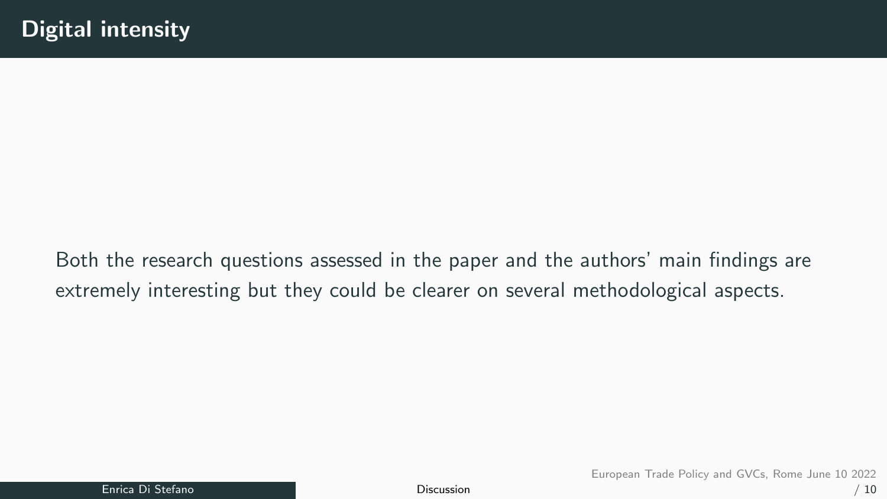# Digital intensity

Both the research questions assessed in the paper and the authors' main findings are extremely interesting but they could be clearer on several methodological aspects.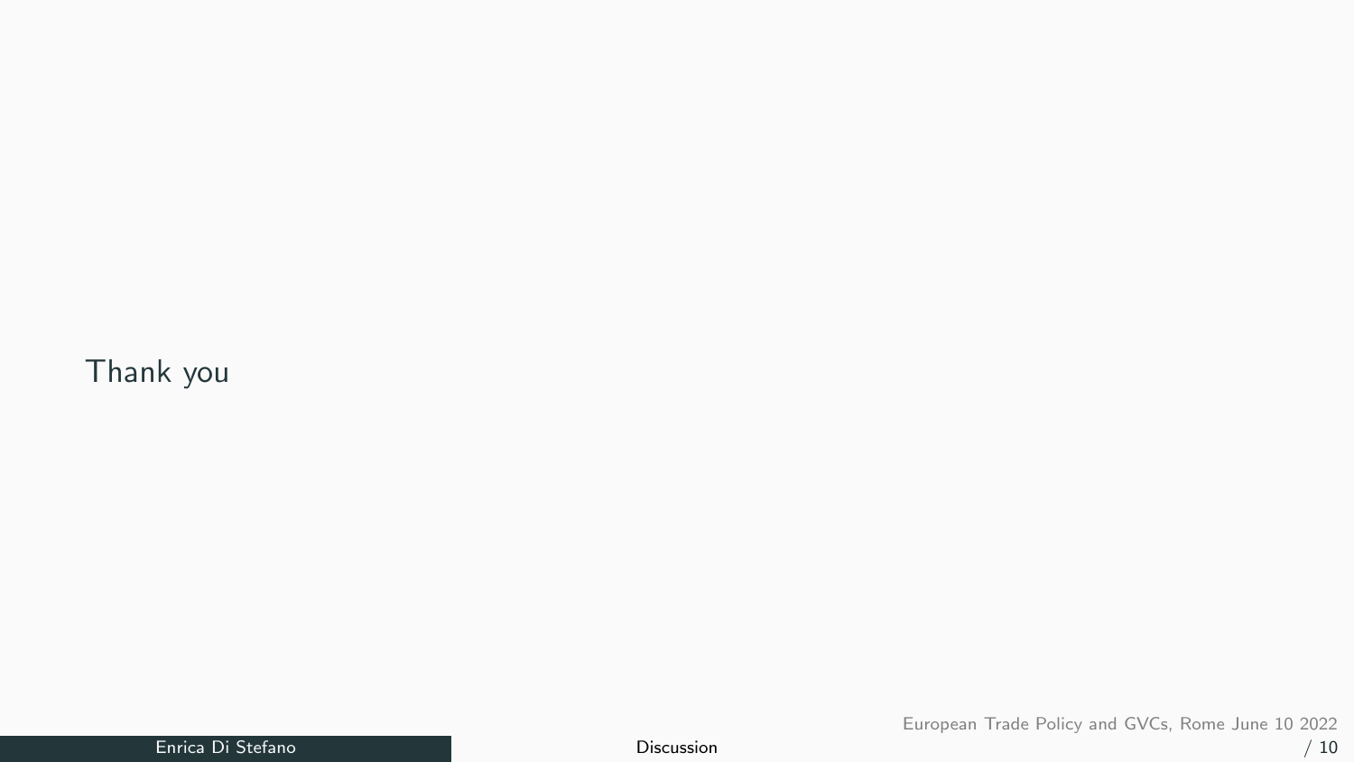Thank you